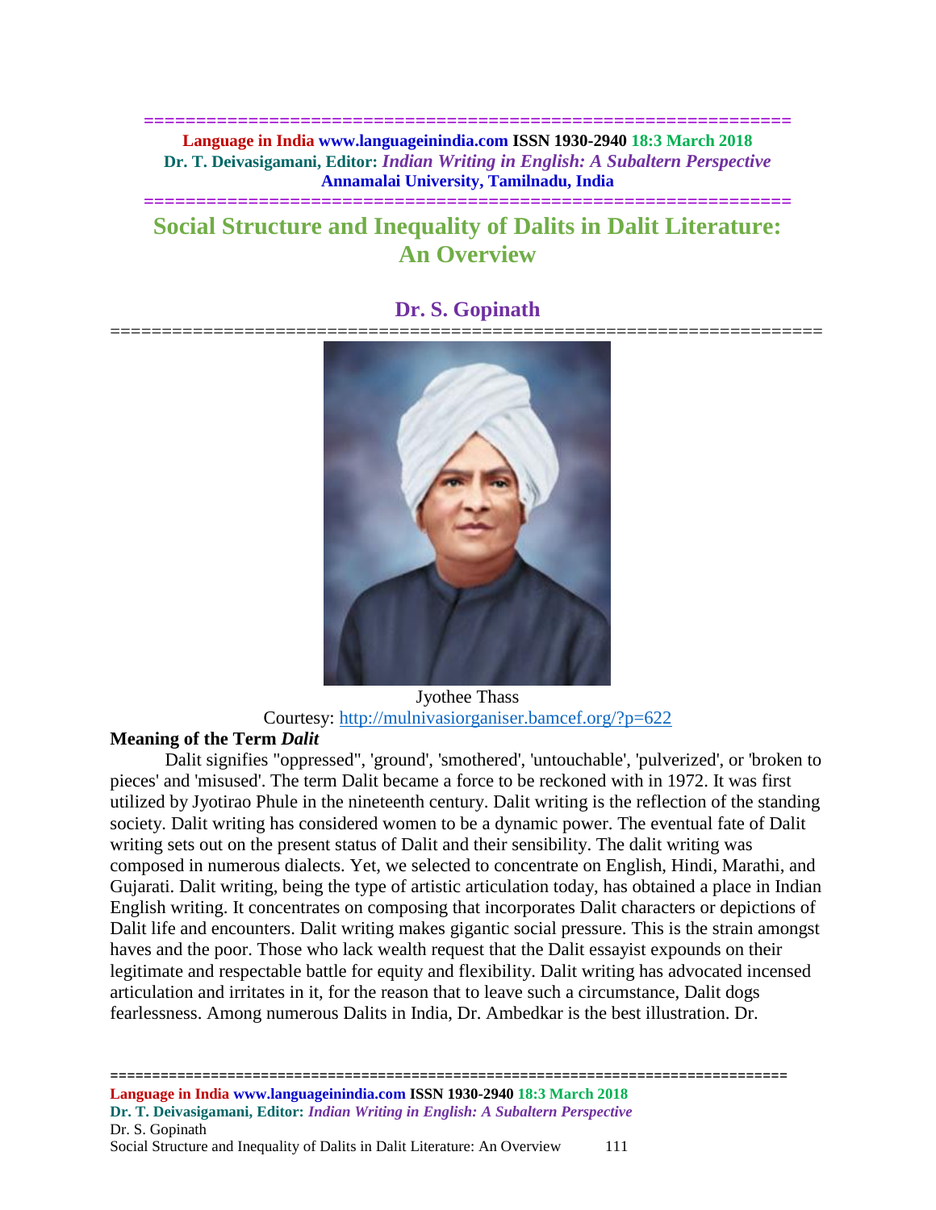# Social Structure and Inequality of Dalits in Dalit Literature: An Overview

## Dr. S. Gopinath

Jyothee Thass

Courtesy: http://mulnivasiorganiser.bamcef.org/?p=622

### Meaning of the Term *Dalit*

Dalit signifies "oppressed", 'ground', 'smothered', 'untouchable', 'pulverized', or 'broken to pieces' and 'misused'. The term Dalit became a force to be reckoned with in 1972. It was first utilized by Jyotirao Phule in the nineteenth century. Dalit writing is the reflection of the standing society. Dalit writing has considered women to be a dynamic power. The eventual fate of Dalit writing sets out on the present status of Dalit and their sensibility. The dalit writing was composed in numerous dialects. Yet, we selected to concentrate on English, Hindi, Marathi, and Gujarati. Dalit writing, being the type of artistic articulation today, has obtained a place in Indian English writing. It concentrates on composing that incorporates Dalit characters or depictions of Dalit life and encounters. Dalit writing makes gigantic social pressure. This is the strain amongst haves and the poor. Those who lack wealth request that the Dalit essayist expounds on their legitimate and respectable battle for equity and flexibility. Dalit writing has advocated incensed articulation and irritates in it, for the reason that to leave such a circumstance, Dalit dogs fearlessness. Among numerous Dalits in India, Dr. Ambedkar is the best illustration. Dr.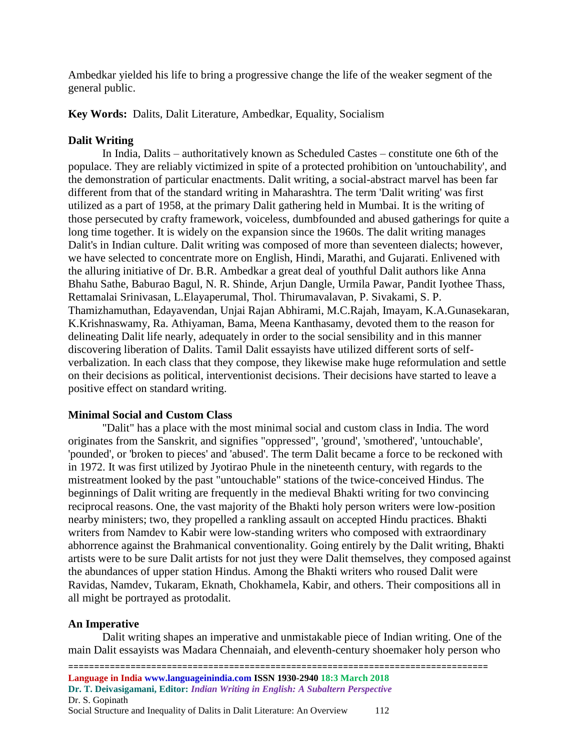Ambedkar yielded his life to bring a progressive change the life of the weaker segment of the general public.

**Key Words:** Dalits, Dalit Literature, Ambedkar, Equality, Socialism

## Dalit Writing

In India, Dalits – authoritatively known as Scheduled Castes – constitute one 6th of the populace. They are reliably victimized in spite of a protected prohibition on 'untouchability', and the demonstration of particular enactments. Dalit writing, a social-abstract marvel has been far different from that of the standard writing in Maharashtra. The term 'Dalit writing' was first utilized as a part of 1958, at the primary Dalit gathering held in Mumbai. It is the writing of those persecuted by crafty framework, voiceless, dumbfounded and abused gatherings for quite a long time together. It is widely on the expansion since the 1960s. The dalit writing manages Dalit's in Indian culture. Dalit writing was composed of more than seventeen dialects; however, we have selected to concentrate more on English, Hindi, Marathi, and Gujarati. Enlivened with the alluring initiative of Dr. B.R. Ambedkar a great deal of youthful Dalit authors like Anna Bhahu Sathe, Baburao Bagul, N. R. Shinde, Arjun Dangle, Urmila Pawar, Pandit Iyothee Thass, Rettamalai Srinivasan, L.Elayaperumal, Thol. Thirumavalavan, P. Sivakami, S. P. Thamizhamuthan, Edayavendan, Unjai Rajan Abhirami, M.C.Rajah, Imayam, K.A.Gunasekaran, K.Krishnaswamy, Ra. Athiyaman, Bama, Meena Kanthasamy, devoted them to the reason for delineating Dalit life nearly, adequately in order to the social sensibility and in this manner discovering liberation of Dalits. Tamil Dalit essayists have utilized different sorts of self-verbalization. In each class that they compose, they likewise make huge reformulation and settle on their decisions as political, interventionist decisions. Their decisions have started to leave a positive effect on standard writing.

## Minimal Social and Custom Class

"Dalit" has a place with the most minimal social and custom class in India. The word originates from the Sanskrit, and signifies "oppressed", 'ground', 'smothered', 'untouchable', 'pounded', or 'broken to pieces' and 'abused'. The term Dalit became a force to be reckoned with in 1972. It was first utilized by Jyotirao Phule in the nineteenth century, with regards to the mistreatment looked by the past "untouchable" stations of the twice-conceived Hindus. The beginnings of Dalit writing are frequently in the medieval Bhakti writing for two convincing reciprocal reasons. One, the vast majority of the Bhakti holy person writers were low-position nearby ministers; two, they propelled a rankling assault on accepted Hindu practices. Bhakti writers from Namdev to Kabir were low-standing writers who composed with extraordinary abhorrence against the Brahmanical conventionality. Going entirely by the Dalit writing, Bhakti artists were to be sure Dalit artists for not just they were Dalit themselves, they composed against the abundances of upper station Hindus. Among the Bhakti writers who roused Dalit were Ravidas, Namdev, Tukaram, Eknath, Chokhamela, Kabir, and others. Their compositions all in all might be portrayed as protodalit.

## An Imperative

Dalit writing shapes an imperative and unmistakable piece of Indian writing. One of the main Dalit essayists was Madara Chennaiah, and eleventh-century shoemaker holy person who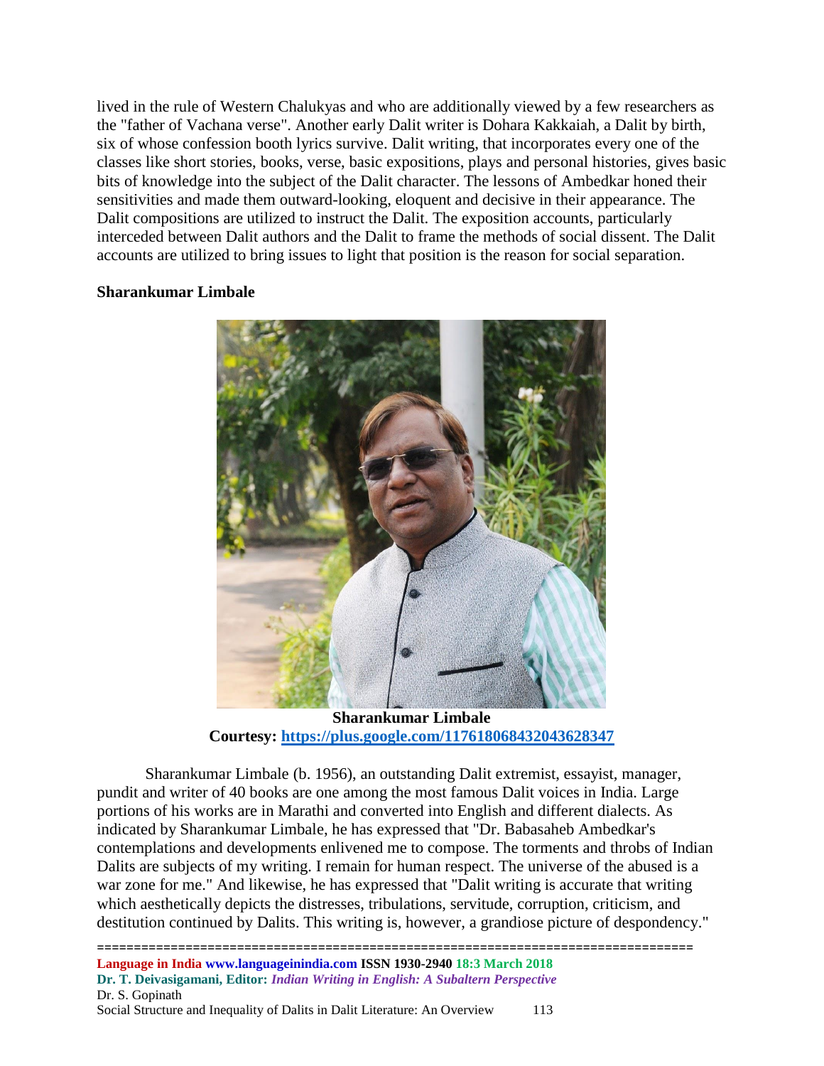lived in the rule of Western Chalukyas and who are additionally viewed by a few researchers as the "father of Vachana verse". Another early Dalit writer is Dohara Kakkaiah, a Dalit by birth, six of whose confession booth lyrics survive. Dalit writing, that incorporates every one of the classes like short stories, books, verse, basic expositions, plays and personal histories, gives basic bits of knowledge into the subject of the Dalit character. The lessons of Ambedkar honed their sensitivities and made them outward-looking, eloquent and decisive in their appearance. The Dalit compositions are utilized to instruct the Dalit. The exposition accounts, particularly interceded between Dalit authors and the Dalit to frame the methods of social dissent. The Dalit accounts are utilized to bring issues to light that position is the reason for social separation.

**Sharankumar Limbale**

**Sharankumar Limbale**
**Courtesy: https://plus.google.com/117618068432043628347**

Sharankumar Limbale (b. 1956), an outstanding Dalit extremist, essayist, manager, pundit and writer of 40 books are one among the most famous Dalit voices in India. Large portions of his works are in Marathi and converted into English and different dialects. As indicated by Sharankumar Limbale, he has expressed that "Dr. Babasaheb Ambedkar's contemplations and developments enlivened me to compose. The torments and throbs of Indian Dalits are subjects of my writing. I remain for human respect. The universe of the abused is a war zone for me." And likewise, he has expressed that "Dalit writing is accurate that writing which aesthetically depicts the distresses, tribulations, servitude, corruption, criticism, and destitution continued by Dalits. This writing is, however, a grandiose picture of despondency."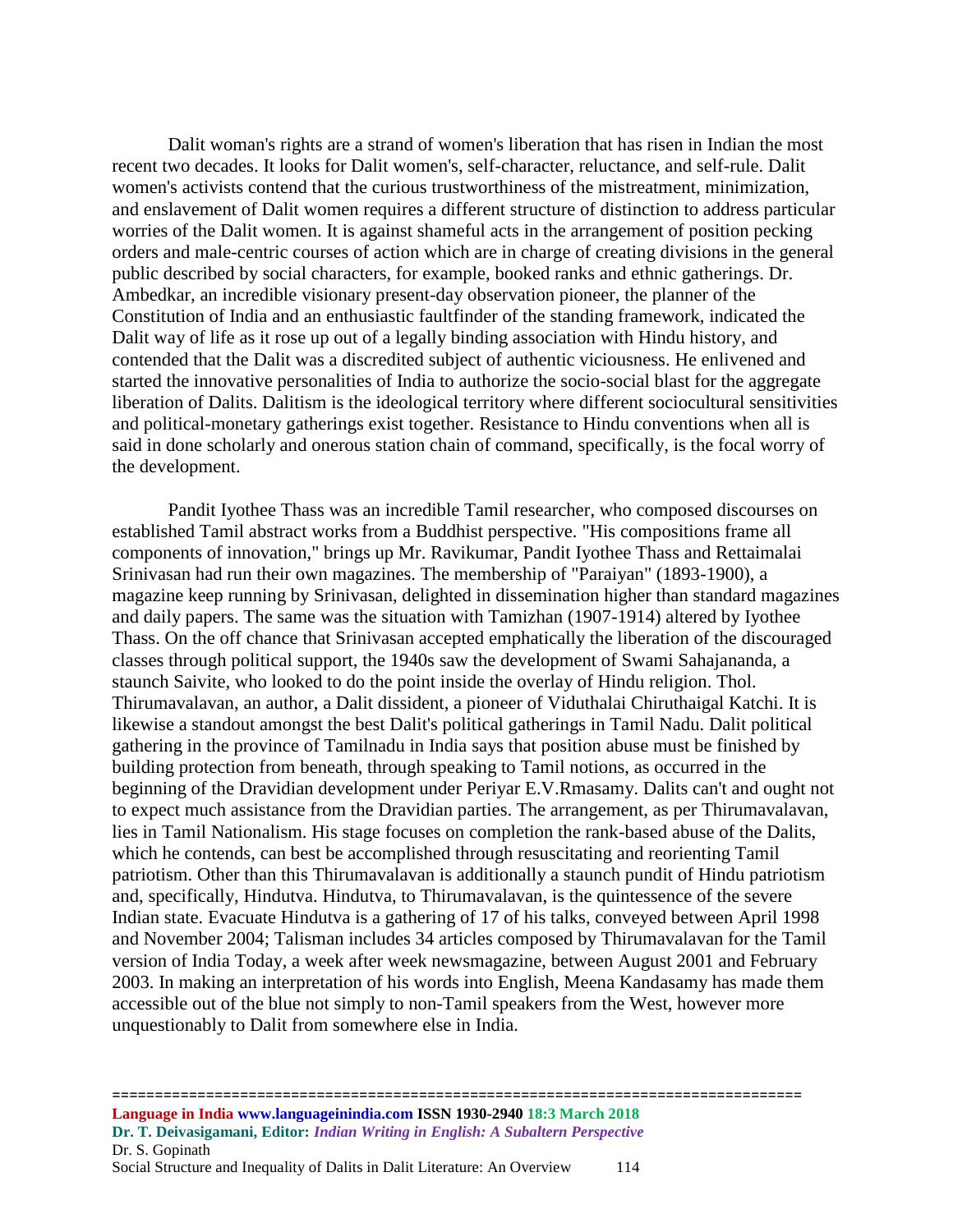Dalit woman's rights are a strand of women's liberation that has risen in Indian the most recent two decades. It looks for Dalit women's, self-character, reluctance, and self-rule. Dalit women's activists contend that the curious trustworthiness of the mistreatment, minimization, and enslavement of Dalit women requires a different structure of distinction to address particular worries of the Dalit women. It is against shameful acts in the arrangement of position pecking orders and male-centric courses of action which are in charge of creating divisions in the general public described by social characters, for example, booked ranks and ethnic gatherings. Dr. Ambedkar, an incredible visionary present-day observation pioneer, the planner of the Constitution of India and an enthusiastic faultfinder of the standing framework, indicated the Dalit way of life as it rose up out of a legally binding association with Hindu history, and contended that the Dalit was a discredited subject of authentic viciousness. He enlivened and started the innovative personalities of India to authorize the socio-social blast for the aggregate liberation of Dalits. Dalitism is the ideological territory where different sociocultural sensitivities and political-monetary gatherings exist together. Resistance to Hindu conventions when all is said in done scholarly and onerous station chain of command, specifically, is the focal worry of the development.

Pandit Iyothee Thass was an incredible Tamil researcher, who composed discourses on established Tamil abstract works from a Buddhist perspective. "His compositions frame all components of innovation," brings up Mr. Ravikumar, Pandit Iyothee Thass and Rettaimalai Srinivasan had run their own magazines. The membership of "Paraiyan" (1893-1900), a magazine keep running by Srinivasan, delighted in dissemination higher than standard magazines and daily papers. The same was the situation with Tamizhan (1907-1914) altered by Iyothee Thass. On the off chance that Srinivasan accepted emphatically the liberation of the discouraged classes through political support, the 1940s saw the development of Swami Sahajananda, a staunch Saivite, who looked to do the point inside the overlay of Hindu religion. Thol. Thirumavalavan, an author, a Dalit dissident, a pioneer of Viduthalai Chiruthaigal Katchi. It is likewise a standout amongst the best Dalit's political gatherings in Tamil Nadu. Dalit political gathering in the province of Tamilnadu in India says that position abuse must be finished by building protection from beneath, through speaking to Tamil notions, as occurred in the beginning of the Dravidian development under Periyar E.V.Rmasamy. Dalits can't and ought not to expect much assistance from the Dravidian parties. The arrangement, as per Thirumavalavan, lies in Tamil Nationalism. His stage focuses on completion the rank-based abuse of the Dalits, which he contends, can best be accomplished through resuscitating and reorienting Tamil patriotism. Other than this Thirumavalavan is additionally a staunch pundit of Hindu patriotism and, specifically, Hindutva. Hindutva, to Thirumavalavan, is the quintessence of the severe Indian state. Evacuate Hindutva is a gathering of 17 of his talks, conveyed between April 1998 and November 2004; Talisman includes 34 articles composed by Thirumavalavan for the Tamil version of India Today, a week after week newsmagazine, between August 2001 and February 2003. In making an interpretation of his words into English, Meena Kandasamy has made them accessible out of the blue not simply to non-Tamil speakers from the West, however more unquestionably to Dalit from somewhere else in India.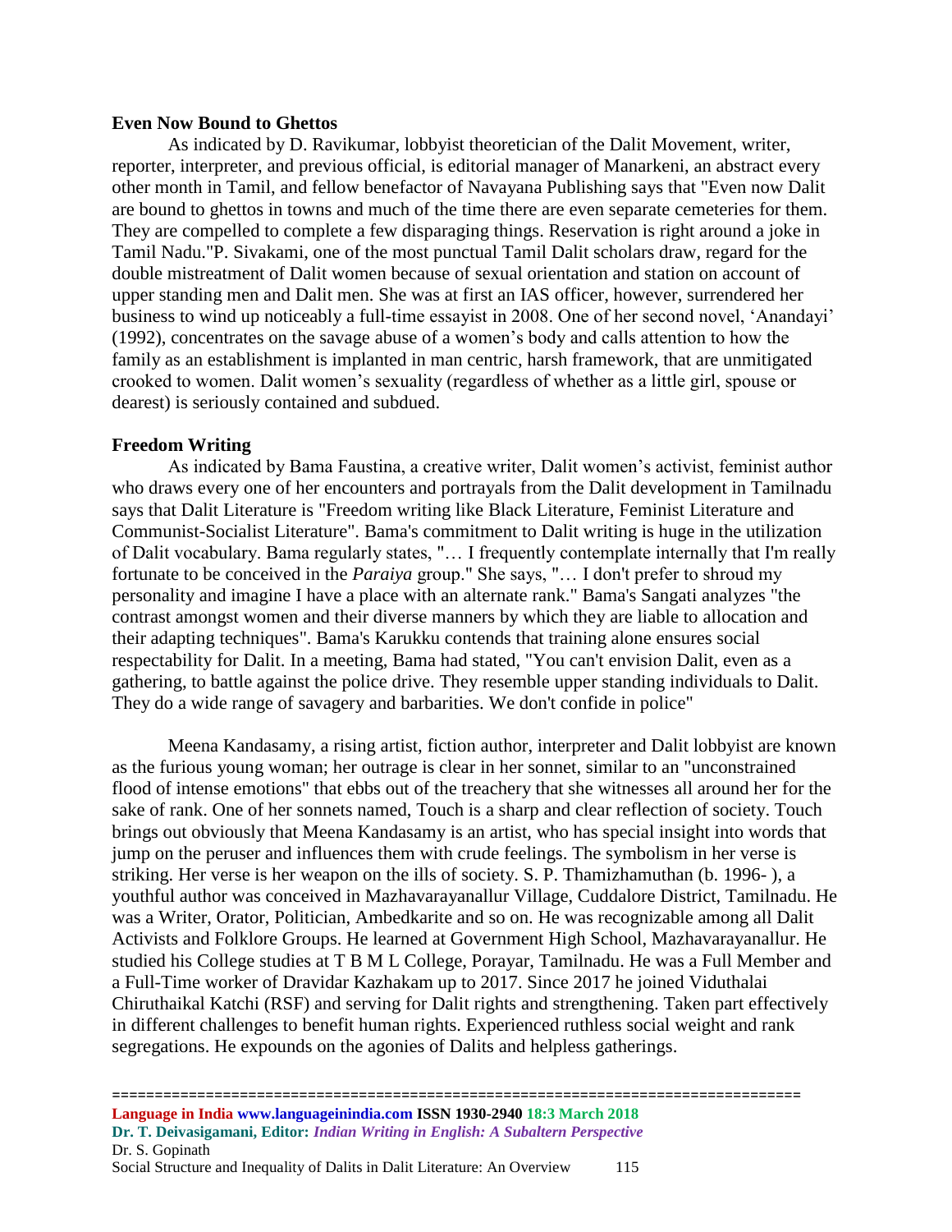**Even Now Bound to Ghettos**

As indicated by D. Ravikumar, lobbyist theoretician of the Dalit Movement, writer, reporter, interpreter, and previous official, is editorial manager of Manarkeni, an abstract every other month in Tamil, and fellow benefactor of Navayana Publishing says that "Even now Dalit are bound to ghettos in towns and much of the time there are even separate cemeteries for them. They are compelled to complete a few disparaging things. Reservation is right around a joke in Tamil Nadu."P. Sivakami, one of the most punctual Tamil Dalit scholars draw, regard for the double mistreatment of Dalit women because of sexual orientation and station on account of upper standing men and Dalit men. She was at first an IAS officer, however, surrendered her business to wind up noticeably a full-time essayist in 2008. One of her second novel, 'Anandayi' (1992), concentrates on the savage abuse of a women's body and calls attention to how the family as an establishment is implanted in man centric, harsh framework, that are unmitigated crooked to women. Dalit women's sexuality (regardless of whether as a little girl, spouse or dearest) is seriously contained and subdued.

**Freedom Writing**

As indicated by Bama Faustina, a creative writer, Dalit women's activist, feminist author who draws every one of her encounters and portrayals from the Dalit development in Tamilnadu says that Dalit Literature is "Freedom writing like Black Literature, Feminist Literature and Communist-Socialist Literature". Bama's commitment to Dalit writing is huge in the utilization of Dalit vocabulary. Bama regularly states, "… I frequently contemplate internally that I'm really fortunate to be conceived in the *Paraiya* group." She says, "… I don't prefer to shroud my personality and imagine I have a place with an alternate rank." Bama's Sangati analyzes "the contrast amongst women and their diverse manners by which they are liable to allocation and their adapting techniques". Bama's Karukku contends that training alone ensures social respectability for Dalit. In a meeting, Bama had stated, "You can't envision Dalit, even as a gathering, to battle against the police drive. They resemble upper standing individuals to Dalit. They do a wide range of savagery and barbarities. We don't confide in police"

Meena Kandasamy, a rising artist, fiction author, interpreter and Dalit lobbyist are known as the furious young woman; her outrage is clear in her sonnet, similar to an "unconstrained flood of intense emotions" that ebbs out of the treachery that she witnesses all around her for the sake of rank. One of her sonnets named, Touch is a sharp and clear reflection of society. Touch brings out obviously that Meena Kandasamy is an artist, who has special insight into words that jump on the peruser and influences them with crude feelings. The symbolism in her verse is striking. Her verse is her weapon on the ills of society. S. P. Thamizhamuthan (b. 1996- ), a youthful author was conceived in Mazhavarayanallur Village, Cuddalore District, Tamilnadu. He was a Writer, Orator, Politician, Ambedkarite and so on. He was recognizable among all Dalit Activists and Folklore Groups. He learned at Government High School, Mazhavarayanallur. He studied his College studies at T B M L College, Porayar, Tamilnadu. He was a Full Member and a Full-Time worker of Dravidar Kazhakam up to 2017. Since 2017 he joined Viduthalai Chiruthaikal Katchi (RSF) and serving for Dalit rights and strengthening. Taken part effectively in different challenges to benefit human rights. Experienced ruthless social weight and rank segregations. He expounds on the agonies of Dalits and helpless gatherings.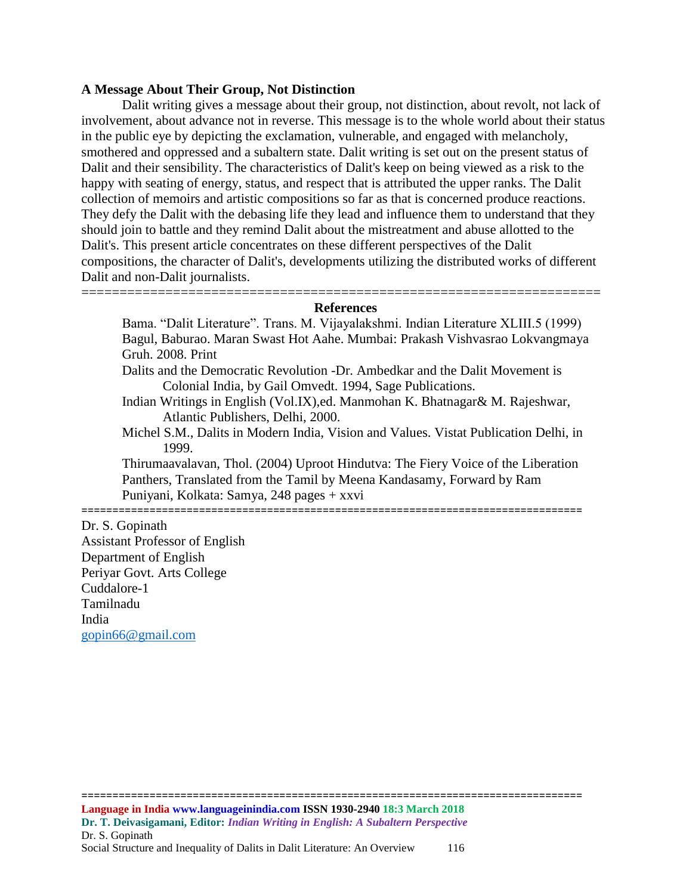### A Message About Their Group, Not Distinction

Dalit writing gives a message about their group, not distinction, about revolt, not lack of involvement, about advance not in reverse. This message is to the whole world about their status in the public eye by depicting the exclamation, vulnerable, and engaged with melancholy, smothered and oppressed and a subaltern state. Dalit writing is set out on the present status of Dalit and their sensibility. The characteristics of Dalit's keep on being viewed as a risk to the happy with seating of energy, status, and respect that is attributed the upper ranks. The Dalit collection of memoirs and artistic compositions so far as that is concerned produce reactions. They defy the Dalit with the debasing life they lead and influence them to understand that they should join to battle and they remind Dalit about the mistreatment and abuse allotted to the Dalit's. This present article concentrates on these different perspectives of the Dalit compositions, the character of Dalit's, developments utilizing the distributed works of different Dalit and non-Dalit journalists.

## References

Bama. "Dalit Literature". Trans. M. Vijayalakshmi. Indian Literature XLIII.5 (1999)

Bagul, Baburao. Maran Swast Hot Aahe. Mumbai: Prakash Vishvasrao Lokvangmaya Gruh. 2008. Print

Dalits and the Democratic Revolution -Dr. Ambedkar and the Dalit Movement is Colonial India, by Gail Omvedt. 1994, Sage Publications.

Indian Writings in English (Vol.IX),ed. Manmohan K. Bhatnagar& M. Rajeshwar, Atlantic Publishers, Delhi, 2000.

Michel S.M., Dalits in Modern India, Vision and Values. Vistat Publication Delhi, in 1999.

Thirumaavalavan, Thol. (2004) Uproot Hindutva: The Fiery Voice of the Liberation Panthers, Translated from the Tamil by Meena Kandasamy, Forward by Ram Puniyani, Kolkata: Samya, 248 pages + xxvi

Dr. S. Gopinath
Assistant Professor of English
Department of English
Periyar Govt. Arts College
Cuddalore-1
Tamilnadu
India
gopin66@gmail.com